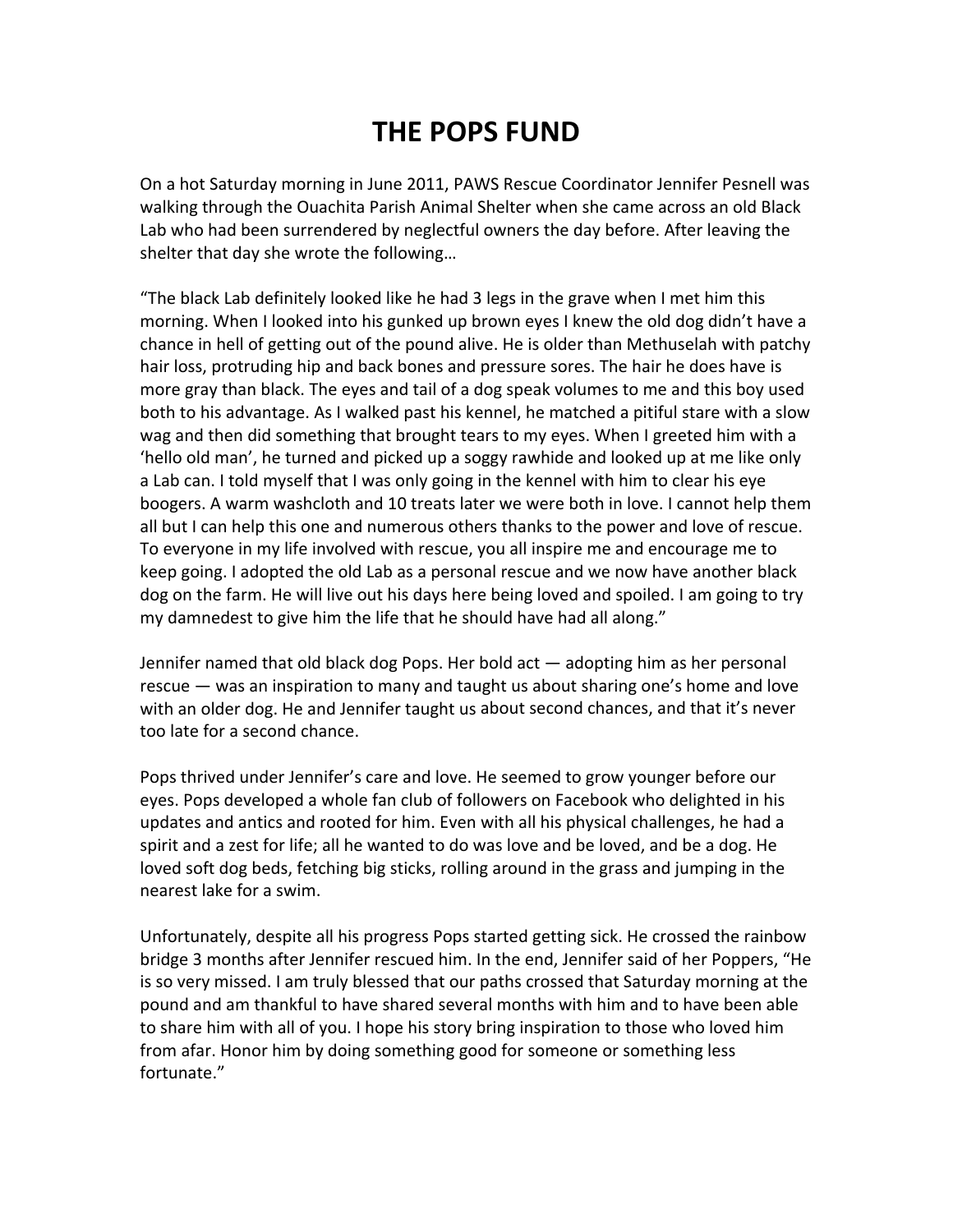# THE POPS FUND

On a hot Saturday morning in June 2011, PAWS Rescue Coordinator Jennifer Pesnell was walking through the Ouachita Parish Animal Shelter when she came across an old Black Lab who had been surrendered by neglectful owners the day before. After leaving the shelter that day she wrote the following…

“The black Lab definitely looked like he had 3 legs in the grave when I met him this morning. When I looked into his gunked up brown eyes I knew the old dog didn’t have a chance in hell of getting out of the pound alive. He is older than Methuselah with patchy hair loss, protruding hip and back bones and pressure sores. The hair he does have is more gray than black. The eyes and tail of a dog speak volumes to me and this boy used both to his advantage. As I walked past his kennel, he matched a pitiful stare with a slow wag and then did something that brought tears to my eyes. When I greeted him with a ‘hello old man’, he turned and picked up a soggy rawhide and looked up at me like only a Lab can. I told myself that I was only going in the kennel with him to clear his eye boogers. A warm washcloth and 10 treats later we were both in love. I cannot help them all but I can help this one and numerous others thanks to the power and love of rescue. To everyone in my life involved with rescue, you all inspire me and encourage me to keep going. I adopted the old Lab as a personal rescue and we now have another black dog on the farm. He will live out his days here being loved and spoiled. I am going to try my damnedest to give him the life that he should have had all along.”

Jennifer named that old black dog Pops. Her bold act — adopting him as her personal rescue — was an inspiration to many and taught us about sharing one’s home and love with an older dog. He and Jennifer taught us about second chances, and that it’s never too late for a second chance.

Pops thrived under Jennifer’s care and love. He seemed to grow younger before our eyes. Pops developed a whole fan club of followers on Facebook who delighted in his updates and antics and rooted for him. Even with all his physical challenges, he had a spirit and a zest for life; all he wanted to do was love and be loved, and be a dog. He loved soft dog beds, fetching big sticks, rolling around in the grass and jumping in the nearest lake for a swim.

Unfortunately, despite all his progress Pops started getting sick. He crossed the rainbow bridge 3 months after Jennifer rescued him. In the end, Jennifer said of her Poppers, “He is so very missed. I am truly blessed that our paths crossed that Saturday morning at the pound and am thankful to have shared several months with him and to have been able to share him with all of you. I hope his story bring inspiration to those who loved him from afar. Honor him by doing something good for someone or something less fortunate.”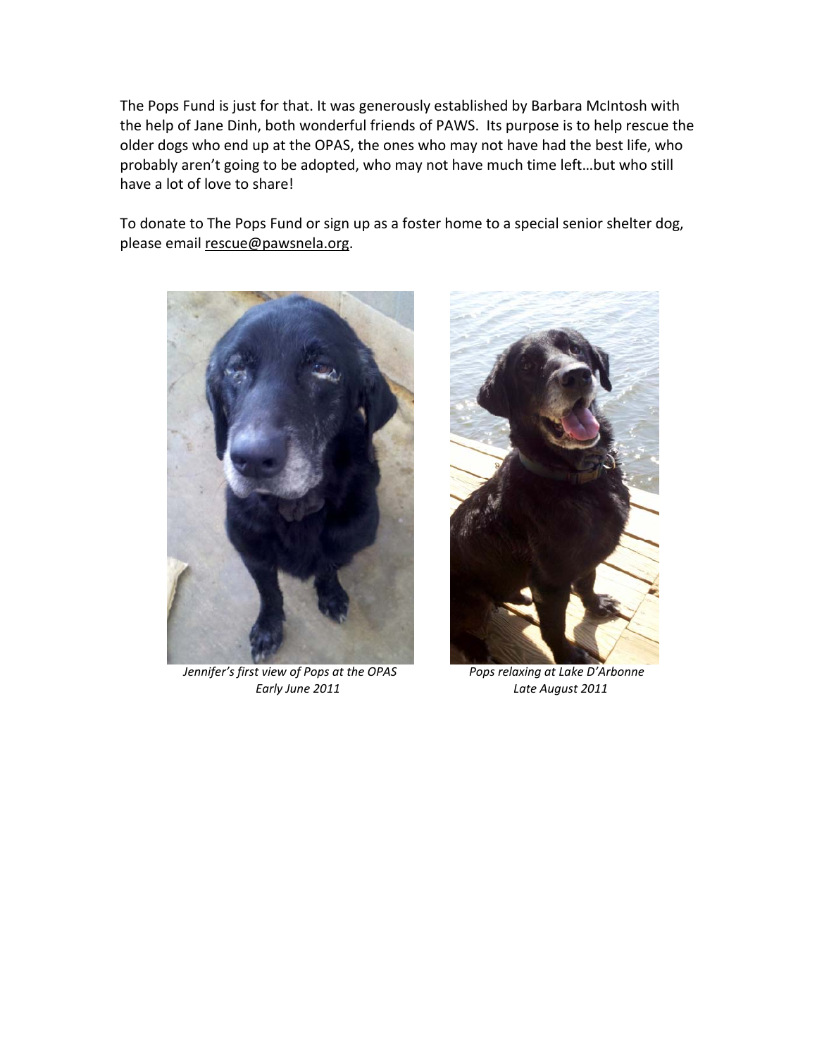The Pops Fund is just for that. It was generously established by Barbara McIntosh with the help of Jane Dinh, both wonderful friends of PAWS. Its purpose is to help rescue the older dogs who end up at the OPAS, the ones who may not have had the best life, who probably aren't going to be adopted, who may not have much time left…but who still have a lot of love to share!

To donate to The Pops Fund or sign up as a foster home to a special senior shelter dog, please email rescue@pawsnela.org.

*Jennifer's first view of Pops at the OPAS*
*Early June 2011*

*Pops relaxing at Lake D'Arbonne*
*Late August 2011*